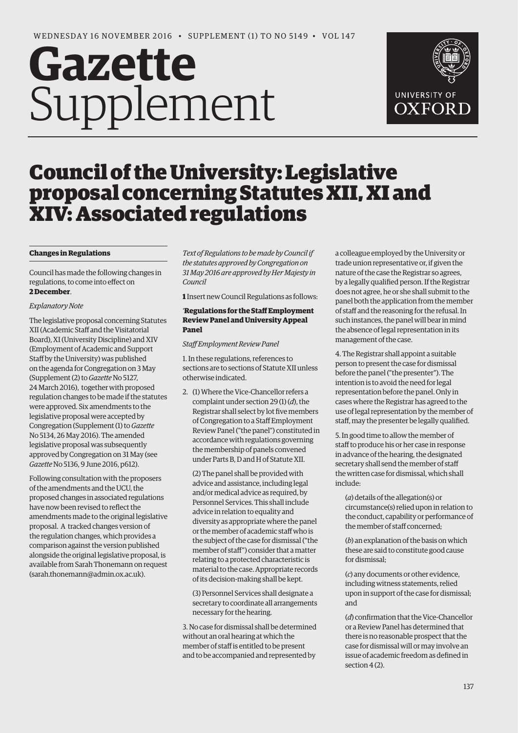# Gazette Supplement

WEDNESDAY 16 NOVEMBER 2016 • SUPPLEMENT (1) TO NO 5149 • VOL 147

# Council of the University: Legislative proposal concerning Statutes XII, XI and XIV: Associated regulations

## Changes in Regulations

Council has made the following changes in regulations, to come into effect on **2 December**.

*Explanatory Note*

The legislative proposal concerning Statutes XII (Academic Staff and the Visitatorial Board), XI (University Discipline) and XIV (Employment of Academic and Support Staff by the University) was published on the agenda for Congregation on 3 May (Supplement (2) to *Gazette* No 5127, 24 March 2016), together with proposed regulation changes to be made if the statutes were approved. Six amendments to the legislative proposal were accepted by Congregation (Supplement (1) to *Gazette* No 5134, 26 May 2016). The amended legislative proposal was subsequently approved by Congregation on 31 May (see *Gazette* No 5136, 9 June 2016, p612).

Following consultation with the proposers of the amendments and the UCU, the proposed changes in associated regulations have now been revised to reflect the amendments made to the original legislative proposal. A tracked changes version of the regulation changes, which provides a comparison against the version published alongside the original legislative proposal, is available from Sarah Thonemann on request (sarah.thonemann@admin.ox.ac.uk).

*Text of Regulations to be made by Council if the statutes approved by Congregation on 31 May 2016 are approved by Her Majesty in Council*

**1** Insert new Council Regulations as follows:

'**Regulations for the Staff Employment Review Panel and University Appeal Panel**

*Staff Employment Review Panel*

1. In these regulations, references to sections are to sections of Statute XII unless otherwise indicated.

2. (1) Where the Vice-Chancellor refers a complaint under section 29 (1) (*d*), the Registrar shall select by lot five members of Congregation to a Staff Employment Review Panel ("the panel") constituted in accordance with regulations governing the membership of panels convened under Parts B, D and H of Statute XII.

(2) The panel shall be provided with advice and assistance, including legal and/or medical advice as required, by Personnel Services. This shall include advice in relation to equality and diversity as appropriate where the panel or the member of academic staff who is the subject of the case for dismissal ("the member of staff") consider that a matter relating to a protected characteristic is material to the case. Appropriate records of its decision-making shall be kept.

(3) Personnel Services shall designate a secretary to coordinate all arrangements necessary for the hearing.

3. No case for dismissal shall be determined without an oral hearing at which the member of staff is entitled to be present and to be accompanied and represented by a colleague employed by the University or trade union representative or, if given the nature of the case the Registrar so agrees, by a legally qualified person. If the Registrar does not agree, he or she shall submit to the panel both the application from the member of staff and the reasoning for the refusal. In such instances, the panel will bear in mind the absence of legal representation in its management of the case.

4. The Registrar shall appoint a suitable person to present the case for dismissal before the panel ("the presenter"). The intention is to avoid the need for legal representation before the panel. Only in cases where the Registrar has agreed to the use of legal representation by the member of staff, may the presenter be legally qualified.

5. In good time to allow the member of staff to produce his or her case in response in advance of the hearing, the designated secretary shall send the member of staff the written case for dismissal, which shall include:

(*a*) details of the allegation(s) or circumstance(s) relied upon in relation to the conduct, capability or performance of the member of staff concerned;

(*b*) an explanation of the basis on which these are said to constitute good cause for dismissal;

(*c*) any documents or other evidence, including witness statements, relied upon in support of the case for dismissal; and

(*d*) confirmation that the Vice-Chancellor or a Review Panel has determined that there is no reasonable prospect that the case for dismissal will or may involve an issue of academic freedom as defined in section 4 (2).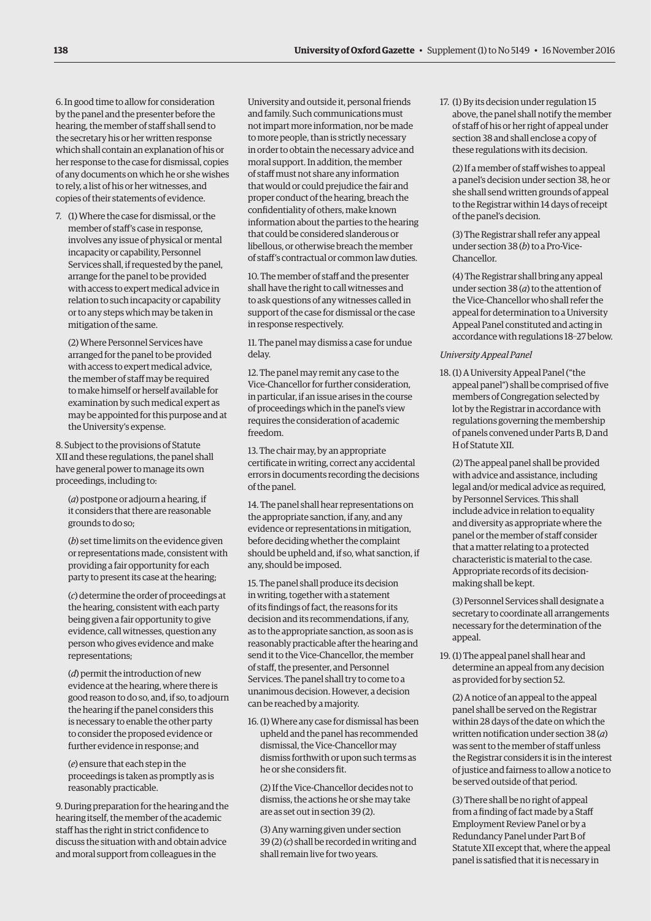6. In good time to allow for consideration by the panel and the presenter before the hearing, the member of staff shall send to the secretary his or her written response which shall contain an explanation of his or her response to the case for dismissal, copies of any documents on which he or she wishes to rely, a list of his or her witnesses, and copies of their statements of evidence.

7. (1) Where the case for dismissal, or the member of staff's case in response, involves any issue of physical or mental incapacity or capability, Personnel Services shall, if requested by the panel, arrange for the panel to be provided with access to expert medical advice in relation to such incapacity or capability or to any steps which may be taken in mitigation of the same.

(2) Where Personnel Services have arranged for the panel to be provided with access to expert medical advice, the member of staff may be required to make himself or herself available for examination by such medical expert as may be appointed for this purpose and at the University's expense.

8. Subject to the provisions of Statute XII and these regulations, the panel shall have general power to manage its own proceedings, including to:

(*a*) postpone or adjourn a hearing, if it considers that there are reasonable grounds to do so;

(*b*) set time limits on the evidence given or representations made, consistent with providing a fair opportunity for each party to present its case at the hearing;

(*c*) determine the order of proceedings at the hearing, consistent with each party being given a fair opportunity to give evidence, call witnesses, question any person who gives evidence and make representations;

(*d*) permit the introduction of new evidence at the hearing, where there is good reason to do so, and, if so, to adjourn the hearing if the panel considers this is necessary to enable the other party to consider the proposed evidence or further evidence in response; and

(*e*) ensure that each step in the proceedings is taken as promptly as is reasonably practicable.

9. During preparation for the hearing and the hearing itself, the member of the academic staff has the right in strict confidence to discuss the situation with and obtain advice and moral support from colleagues in the University and outside it, personal friends and family. Such communications must not impart more information, nor be made to more people, than is strictly necessary in order to obtain the necessary advice and moral support. In addition, the member of staff must not share any information that would or could prejudice the fair and proper conduct of the hearing, breach the confidentiality of others, make known information about the parties to the hearing that could be considered slanderous or libellous, or otherwise breach the member of staff's contractual or common law duties.

10. The member of staff and the presenter shall have the right to call witnesses and to ask questions of any witnesses called in support of the case for dismissal or the case in response respectively.

11. The panel may dismiss a case for undue delay.

12. The panel may remit any case to the Vice-Chancellor for further consideration, in particular, if an issue arises in the course of proceedings which in the panel's view requires the consideration of academic freedom.

13. The chair may, by an appropriate certificate in writing, correct any accidental errors in documents recording the decisions of the panel.

14. The panel shall hear representations on the appropriate sanction, if any, and any evidence or representations in mitigation, before deciding whether the complaint should be upheld and, if so, what sanction, if any, should be imposed.

15. The panel shall produce its decision in writing, together with a statement of its findings of fact, the reasons for its decision and its recommendations, if any, as to the appropriate sanction, as soon as is reasonably practicable after the hearing and send it to the Vice-Chancellor, the member of staff, the presenter, and Personnel Services. The panel shall try to come to a unanimous decision. However, a decision can be reached by a majority.

16. (1) Where any case for dismissal has been upheld and the panel has recommended dismissal, the Vice-Chancellor may dismiss forthwith or upon such terms as he or she considers fit.

(2) If the Vice-Chancellor decides not to dismiss, the actions he or she may take are as set out in section 39 (2).

(3) Any warning given under section 39 (2) (*c*) shall be recorded in writing and shall remain live for two years.

17. (1) By its decision under regulation 15 above, the panel shall notify the member of staff of his or her right of appeal under section 38 and shall enclose a copy of these regulations with its decision.

(2) If a member of staff wishes to appeal a panel's decision under section 38, he or she shall send written grounds of appeal to the Registrar within 14 days of receipt of the panel's decision.

(3) The Registrar shall refer any appeal under section 38 (*b*) to a Pro-Vice-Chancellor.

(4) The Registrar shall bring any appeal under section 38 (*a*) to the attention of the Vice-Chancellor who shall refer the appeal for determination to a University Appeal Panel constituted and acting in accordance with regulations 18–27 below.

*University Appeal Panel*

18. (1) A University Appeal Panel ("the appeal panel") shall be comprised of five members of Congregation selected by lot by the Registrar in accordance with regulations governing the membership of panels convened under Parts B, D and H of Statute XII.

(2) The appeal panel shall be provided with advice and assistance, including legal and/or medical advice as required, by Personnel Services. This shall include advice in relation to equality and diversity as appropriate where the panel or the member of staff consider that a matter relating to a protected characteristic is material to the case. Appropriate records of its decision-making shall be kept.

(3) Personnel Services shall designate a secretary to coordinate all arrangements necessary for the determination of the appeal.

19. (1) The appeal panel shall hear and determine an appeal from any decision as provided for by section 52.

(2) A notice of an appeal to the appeal panel shall be served on the Registrar within 28 days of the date on which the written notification under section 38 (*a*) was sent to the member of staff unless the Registrar considers it is in the interest of justice and fairness to allow a notice to be served outside of that period.

(3) There shall be no right of appeal from a finding of fact made by a Staff Employment Review Panel or by a Redundancy Panel under Part B of Statute XII except that, where the appeal panel is satisfied that it is necessary in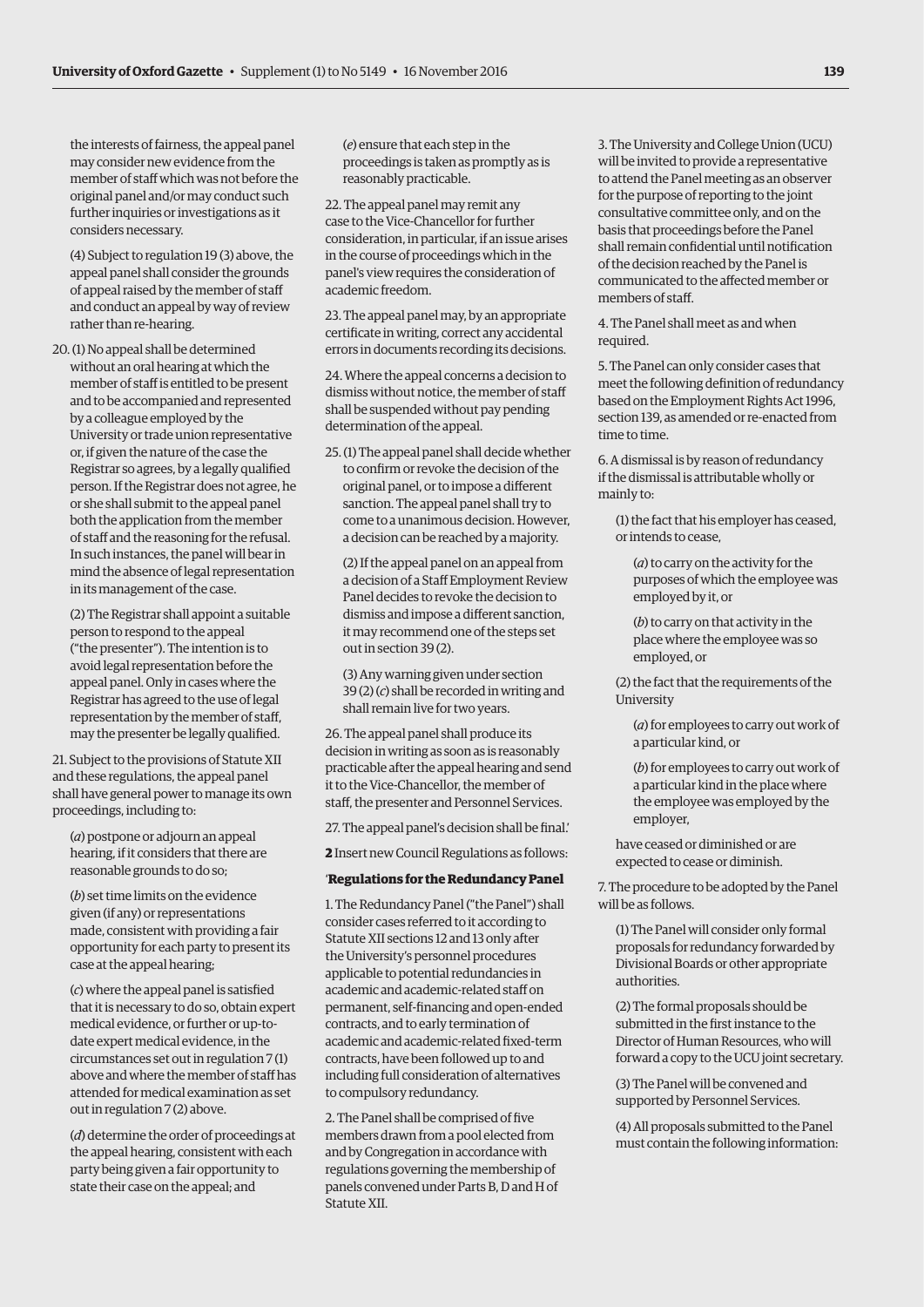the interests of fairness, the appeal panel may consider new evidence from the member of staff which was not before the original panel and/or may conduct such further inquiries or investigations as it considers necessary.

(4) Subject to regulation 19 (3) above, the appeal panel shall consider the grounds of appeal raised by the member of staff and conduct an appeal by way of review rather than re-hearing.

20. (1) No appeal shall be determined without an oral hearing at which the member of staff is entitled to be present and to be accompanied and represented by a colleague employed by the University or trade union representative or, if given the nature of the case the Registrar so agrees, by a legally qualified person. If the Registrar does not agree, he or she shall submit to the appeal panel both the application from the member of staff and the reasoning for the refusal. In such instances, the panel will bear in mind the absence of legal representation in its management of the case.

(2) The Registrar shall appoint a suitable person to respond to the appeal ("the presenter"). The intention is to avoid legal representation before the appeal panel. Only in cases where the Registrar has agreed to the use of legal representation by the member of staff, may the presenter be legally qualified.

21. Subject to the provisions of Statute XII and these regulations, the appeal panel shall have general power to manage its own proceedings, including to:

(*a*) postpone or adjourn an appeal hearing, if it considers that there are reasonable grounds to do so;

(*b*) set time limits on the evidence given (if any) or representations made, consistent with providing a fair opportunity for each party to present its case at the appeal hearing;

(*c*) where the appeal panel is satisfied that it is necessary to do so, obtain expert medical evidence, or further or up-to-date expert medical evidence, in the circumstances set out in regulation 7 (1) above and where the member of staff has attended for medical examination as set out in regulation 7 (2) above.

(*d*) determine the order of proceedings at the appeal hearing, consistent with each party being given a fair opportunity to state their case on the appeal; and

(*e*) ensure that each step in the proceedings is taken as promptly as is reasonably practicable.

22. The appeal panel may remit any case to the Vice-Chancellor for further consideration, in particular, if an issue arises in the course of proceedings which in the panel's view requires the consideration of academic freedom.

23. The appeal panel may, by an appropriate certificate in writing, correct any accidental errors in documents recording its decisions.

24. Where the appeal concerns a decision to dismiss without notice, the member of staff shall be suspended without pay pending determination of the appeal.

25. (1) The appeal panel shall decide whether to confirm or revoke the decision of the original panel, or to impose a different sanction. The appeal panel shall try to come to a unanimous decision. However, a decision can be reached by a majority.

(2) If the appeal panel on an appeal from a decision of a Staff Employment Review Panel decides to revoke the decision to dismiss and impose a different sanction, it may recommend one of the steps set out in section 39 (2).

(3) Any warning given under section 39 (2) (*c*) shall be recorded in writing and shall remain live for two years.

26. The appeal panel shall produce its decision in writing as soon as is reasonably practicable after the appeal hearing and send it to the Vice-Chancellor, the member of staff, the presenter and Personnel Services.

27. The appeal panel's decision shall be final.'

**2** Insert new Council Regulations as follows:

'**Regulations for the Redundancy Panel**

1. The Redundancy Panel ("the Panel") shall consider cases referred to it according to Statute XII sections 12 and 13 only after the University's personnel procedures applicable to potential redundancies in academic and academic-related staff on permanent, self-financing and open-ended contracts, and to early termination of academic and academic-related fixed-term contracts, have been followed up to and including full consideration of alternatives to compulsory redundancy.

2. The Panel shall be comprised of five members drawn from a pool elected from and by Congregation in accordance with regulations governing the membership of panels convened under Parts B, D and H of Statute XII.

3. The University and College Union (UCU) will be invited to provide a representative to attend the Panel meeting as an observer for the purpose of reporting to the joint consultative committee only, and on the basis that proceedings before the Panel shall remain confidential until notification of the decision reached by the Panel is communicated to the affected member or members of staff.

4. The Panel shall meet as and when required.

5. The Panel can only consider cases that meet the following definition of redundancy based on the Employment Rights Act 1996, section 139, as amended or re-enacted from time to time.

6. A dismissal is by reason of redundancy if the dismissal is attributable wholly or mainly to:

(1) the fact that his employer has ceased, or intends to cease,

(*a*) to carry on the activity for the purposes of which the employee was employed by it, or

(*b*) to carry on that activity in the place where the employee was so employed, or

(2) the fact that the requirements of the University

(*a*) for employees to carry out work of a particular kind, or

(*b*) for employees to carry out work of a particular kind in the place where the employee was employed by the employer,

have ceased or diminished or are expected to cease or diminish.

7. The procedure to be adopted by the Panel will be as follows.

(1) The Panel will consider only formal proposals for redundancy forwarded by Divisional Boards or other appropriate authorities.

(2) The formal proposals should be submitted in the first instance to the Director of Human Resources, who will forward a copy to the UCU joint secretary.

(3) The Panel will be convened and supported by Personnel Services.

(4) All proposals submitted to the Panel must contain the following information: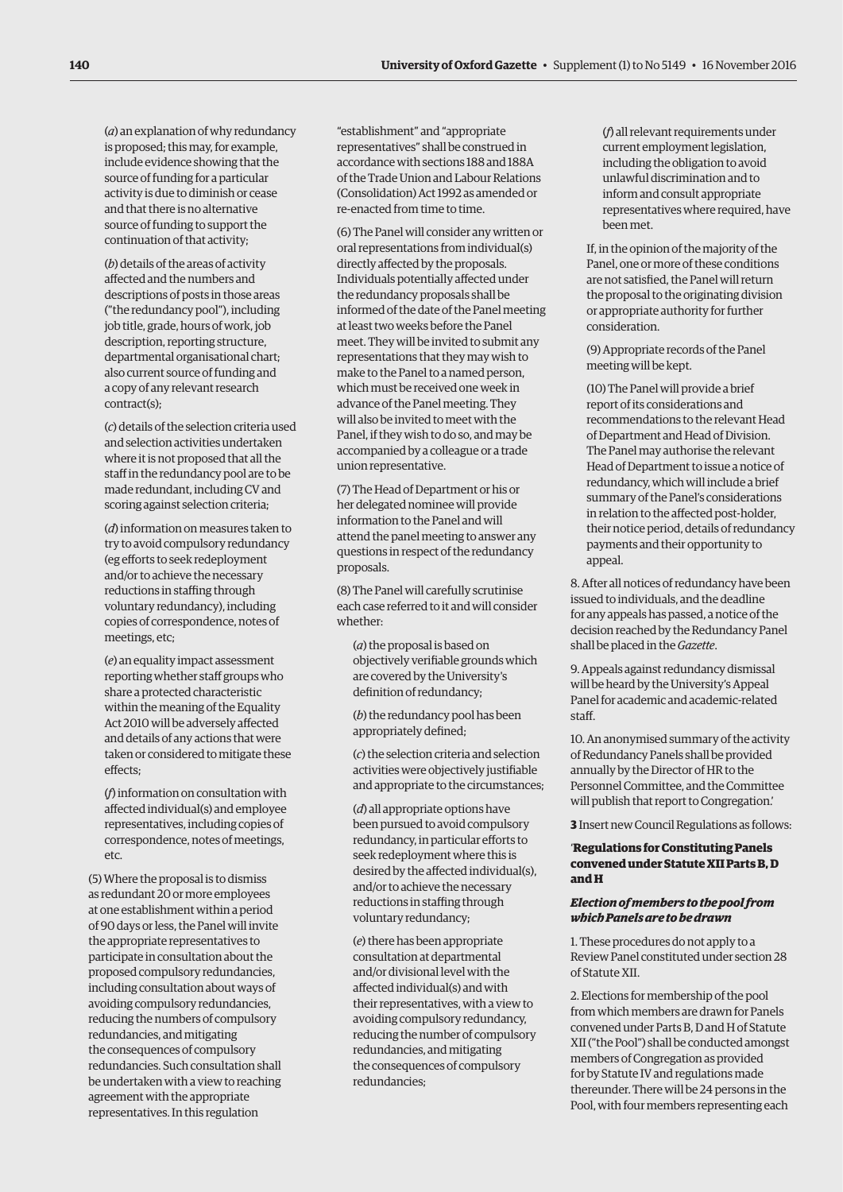(*a*) an explanation of why redundancy is proposed; this may, for example, include evidence showing that the source of funding for a particular activity is due to diminish or cease and that there is no alternative source of funding to support the continuation of that activity;

(*b*) details of the areas of activity affected and the numbers and descriptions of posts in those areas ("the redundancy pool"), including job title, grade, hours of work, job description, reporting structure, departmental organisational chart; also current source of funding and a copy of any relevant research contract(s);

(*c*) details of the selection criteria used and selection activities undertaken where it is not proposed that all the staff in the redundancy pool are to be made redundant, including CV and scoring against selection criteria;

(*d*) information on measures taken to try to avoid compulsory redundancy (eg efforts to seek redeployment and/or to achieve the necessary reductions in staffing through voluntary redundancy), including copies of correspondence, notes of meetings, etc;

(*e*) an equality impact assessment reporting whether staff groups who share a protected characteristic within the meaning of the Equality Act 2010 will be adversely affected and details of any actions that were taken or considered to mitigate these effects;

(*f*) information on consultation with affected individual(s) and employee representatives, including copies of correspondence, notes of meetings, etc.

(5) Where the proposal is to dismiss as redundant 20 or more employees at one establishment within a period of 90 days or less, the Panel will invite the appropriate representatives to participate in consultation about the proposed compulsory redundancies, including consultation about ways of avoiding compulsory redundancies, reducing the numbers of compulsory redundancies, and mitigating the consequences of compulsory redundancies. Such consultation shall be undertaken with a view to reaching agreement with the appropriate representatives. In this regulation "establishment" and "appropriate representatives" shall be construed in accordance with sections 188 and 188A of the Trade Union and Labour Relations (Consolidation) Act 1992 as amended or re-enacted from time to time.

(6) The Panel will consider any written or oral representations from individual(s) directly affected by the proposals. Individuals potentially affected under the redundancy proposals shall be informed of the date of the Panel meeting at least two weeks before the Panel meet. They will be invited to submit any representations that they may wish to make to the Panel to a named person, which must be received one week in advance of the Panel meeting. They will also be invited to meet with the Panel, if they wish to do so, and may be accompanied by a colleague or a trade union representative.

(7) The Head of Department or his or her delegated nominee will provide information to the Panel and will attend the panel meeting to answer any questions in respect of the redundancy proposals.

(8) The Panel will carefully scrutinise each case referred to it and will consider whether:

(*a*) the proposal is based on objectively verifiable grounds which are covered by the University's definition of redundancy;

(*b*) the redundancy pool has been appropriately defined;

(*c*) the selection criteria and selection activities were objectively justifiable and appropriate to the circumstances;

(*d*) all appropriate options have been pursued to avoid compulsory redundancy, in particular efforts to seek redeployment where this is desired by the affected individual(s), and/or to achieve the necessary reductions in staffing through voluntary redundancy;

(*e*) there has been appropriate consultation at departmental and/or divisional level with the affected individual(s) and with their representatives, with a view to avoiding compulsory redundancy, reducing the number of compulsory redundancies, and mitigating the consequences of compulsory redundancies;

(*f*) all relevant requirements under current employment legislation, including the obligation to avoid unlawful discrimination and to inform and consult appropriate representatives where required, have been met.

If, in the opinion of the majority of the Panel, one or more of these conditions are not satisfied, the Panel will return the proposal to the originating division or appropriate authority for further consideration.

(9) Appropriate records of the Panel meeting will be kept.

(10) The Panel will provide a brief report of its considerations and recommendations to the relevant Head of Department and Head of Division. The Panel may authorise the relevant Head of Department to issue a notice of redundancy, which will include a brief summary of the Panel's considerations in relation to the affected post-holder, their notice period, details of redundancy payments and their opportunity to appeal.

8. After all notices of redundancy have been issued to individuals, and the deadline for any appeals has passed, a notice of the decision reached by the Redundancy Panel shall be placed in the *Gazette*.

9. Appeals against redundancy dismissal will be heard by the University's Appeal Panel for academic and academic-related staff.

10. An anonymised summary of the activity of Redundancy Panels shall be provided annually by the Director of HR to the Personnel Committee, and the Committee will publish that report to Congregation.'

**3** Insert new Council Regulations as follows:

'**Regulations for Constituting Panels convened under Statute XII Parts B, D and H**

***Election of members to the pool from which Panels are to be drawn***

1. These procedures do not apply to a Review Panel constituted under section 28 of Statute XII.

2. Elections for membership of the pool from which members are drawn for Panels convened under Parts B, D and H of Statute XII ("the Pool") shall be conducted amongst members of Congregation as provided for by Statute IV and regulations made thereunder. There will be 24 persons in the Pool, with four members representing each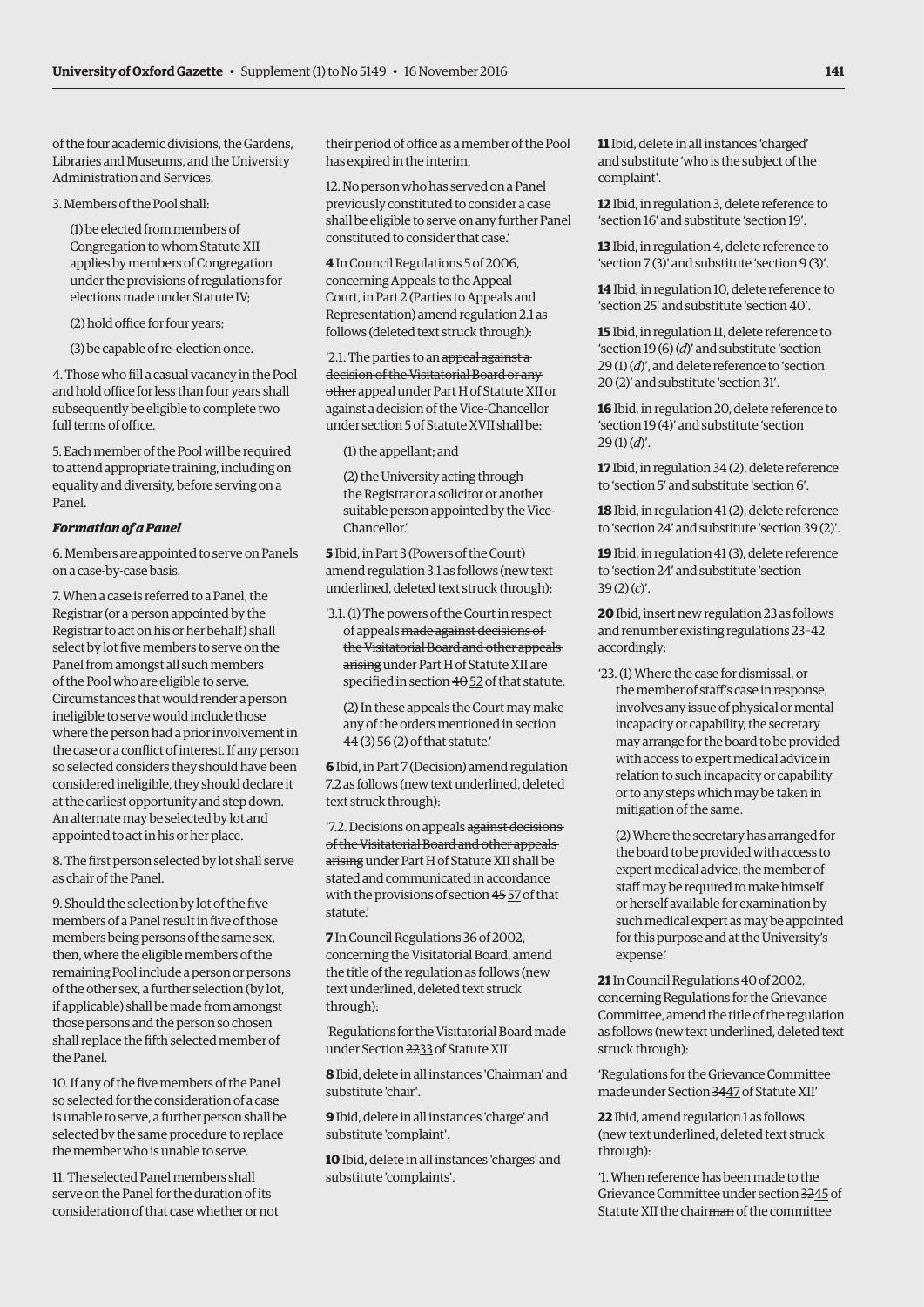of the four academic divisions, the Gardens, Libraries and Museums, and the University Administration and Services.

3. Members of the Pool shall:

(1) be elected from members of Congregation to whom Statute XII applies by members of Congregation under the provisions of regulations for elections made under Statute IV;

(2) hold office for four years;

(3) be capable of re-election once.

4. Those who fill a casual vacancy in the Pool and hold office for less than four years shall subsequently be eligible to complete two full terms of office.

5. Each member of the Pool will be required to attend appropriate training, including on equality and diversity, before serving on a Panel.

***Formation of a Panel***

6. Members are appointed to serve on Panels on a case-by-case basis.

7. When a case is referred to a Panel, the Registrar (or a person appointed by the Registrar to act on his or her behalf) shall select by lot five members to serve on the Panel from amongst all such members of the Pool who are eligible to serve. Circumstances that would render a person ineligible to serve would include those where the person had a prior involvement in the case or a conflict of interest. If any person so selected considers they should have been considered ineligible, they should declare it at the earliest opportunity and step down. An alternate may be selected by lot and appointed to act in his or her place.

8. The first person selected by lot shall serve as chair of the Panel.

9. Should the selection by lot of the five members of a Panel result in five of those members being persons of the same sex, then, where the eligible members of the remaining Pool include a person or persons of the other sex, a further selection (by lot, if applicable) shall be made from amongst those persons and the person so chosen shall replace the fifth selected member of the Panel.

10. If any of the five members of the Panel so selected for the consideration of a case is unable to serve, a further person shall be selected by the same procedure to replace the member who is unable to serve.

11. The selected Panel members shall serve on the Panel for the duration of its consideration of that case whether or not their period of office as a member of the Pool has expired in the interim.

12. No person who has served on a Panel previously constituted to consider a case shall be eligible to serve on any further Panel constituted to consider that case.'

**4** In Council Regulations 5 of 2006, concerning Appeals to the Appeal Court, in Part 2 (Parties to Appeals and Representation) amend regulation 2.1 as follows (deleted text struck through):

'2.1. The parties to an ~~appeal against a decision of the Visitatorial Board or any other~~ appeal under Part H of Statute XII or against a decision of the Vice-Chancellor under section 5 of Statute XVII shall be:

(1) the appellant; and

(2) the University acting through the Registrar or a solicitor or another suitable person appointed by the Vice-Chancellor.'

**5** Ibid, in Part 3 (Powers of the Court) amend regulation 3.1 as follows (new text underlined, deleted text struck through):

'3.1. (1) The powers of the Court in respect of appeals ~~made against decisions of the Visitatorial Board and other appeals arising~~ under Part H of Statute XII are specified in section ~~40~~ <u>52</u> of that statute.

(2) In these appeals the Court may make any of the orders mentioned in section ~~44 (3)~~ <u>56 (2)</u> of that statute.'

**6** Ibid, in Part 7 (Decision) amend regulation 7.2 as follows (new text underlined, deleted text struck through):

'7.2. Decisions on appeals ~~against decisions of the Visitatorial Board and other appeals arising~~ under Part H of Statute XII shall be stated and communicated in accordance with the provisions of section ~~45~~ <u>57</u> of that statute.'

**7** In Council Regulations 36 of 2002, concerning the Visitatorial Board, amend the title of the regulation as follows (new text underlined, deleted text struck through):

'Regulations for the Visitatorial Board made under Section ~~22~~<u>33</u> of Statute XII'

**8** Ibid, delete in all instances 'Chairman' and substitute 'chair'.

**9** Ibid, delete in all instances 'charge' and substitute 'complaint'.

**10** Ibid, delete in all instances 'charges' and substitute 'complaints'.

**11** Ibid, delete in all instances 'charged' and substitute 'who is the subject of the complaint'.

**12** Ibid, in regulation 3, delete reference to 'section 16' and substitute 'section 19'.

**13** Ibid, in regulation 4, delete reference to 'section 7 (3)' and substitute 'section 9 (3)'.

**14** Ibid, in regulation 10, delete reference to 'section 25' and substitute 'section 40'.

**15** Ibid, in regulation 11, delete reference to 'section 19 (6) (*d*)' and substitute 'section 29 (1) (*d*)', and delete reference to 'section 20 (2)' and substitute 'section 31'.

**16** Ibid, in regulation 20, delete reference to 'section 19 (4)' and substitute 'section 29 (1) (*d*)'.

**17** Ibid, in regulation 34 (2), delete reference to 'section 5' and substitute 'section 6'.

**18** Ibid, in regulation 41 (2), delete reference to 'section 24' and substitute 'section 39 (2)'.

**19** Ibid, in regulation 41 (3), delete reference to 'section 24' and substitute 'section 39 (2) (*c*)'.

**20** Ibid, insert new regulation 23 as follows and renumber existing regulations 23–42 accordingly:

'23. (1) Where the case for dismissal, or the member of staff's case in response, involves any issue of physical or mental incapacity or capability, the secretary may arrange for the board to be provided with access to expert medical advice in relation to such incapacity or capability or to any steps which may be taken in mitigation of the same.

(2) Where the secretary has arranged for the board to be provided with access to expert medical advice, the member of staff may be required to make himself or herself available for examination by such medical expert as may be appointed for this purpose and at the University's expense.'

**21** In Council Regulations 40 of 2002, concerning Regulations for the Grievance Committee, amend the title of the regulation as follows (new text underlined, deleted text struck through):

'Regulations for the Grievance Committee made under Section ~~34~~<u>47</u> of Statute XII'

**22** Ibid, amend regulation 1 as follows (new text underlined, deleted text struck through):

'1. When reference has been made to the Grievance Committee under section ~~32~~<u>45</u> of Statute XII the chair~~man~~ of the committee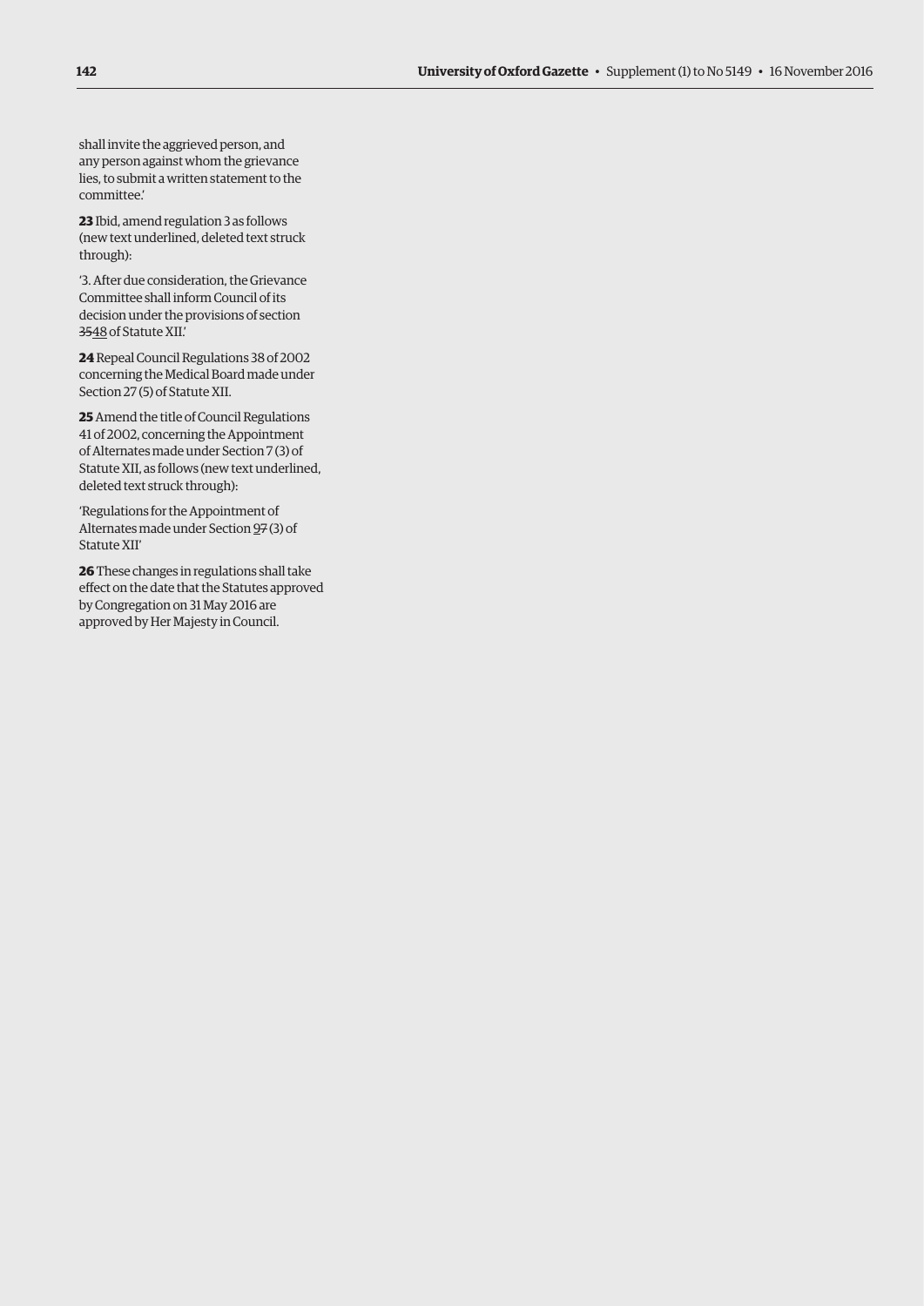shall invite the aggrieved person, and any person against whom the grievance lies, to submit a written statement to the committee.'

**23** Ibid, amend regulation 3 as follows (new text underlined, deleted text struck through):

'3. After due consideration, the Grievance Committee shall inform Council of its decision under the provisions of section ~~35~~<u>48</u> of Statute XII.'

**24** Repeal Council Regulations 38 of 2002 concerning the Medical Board made under Section 27 (5) of Statute XII.

**25** Amend the title of Council Regulations 41 of 2002, concerning the Appointment of Alternates made under Section 7 (3) of Statute XII, as follows (new text underlined, deleted text struck through):

'Regulations for the Appointment of Alternates made under Section <u>9</u>~~7~~ (3) of Statute XII'

**26** These changes in regulations shall take effect on the date that the Statutes approved by Congregation on 31 May 2016 are approved by Her Majesty in Council.